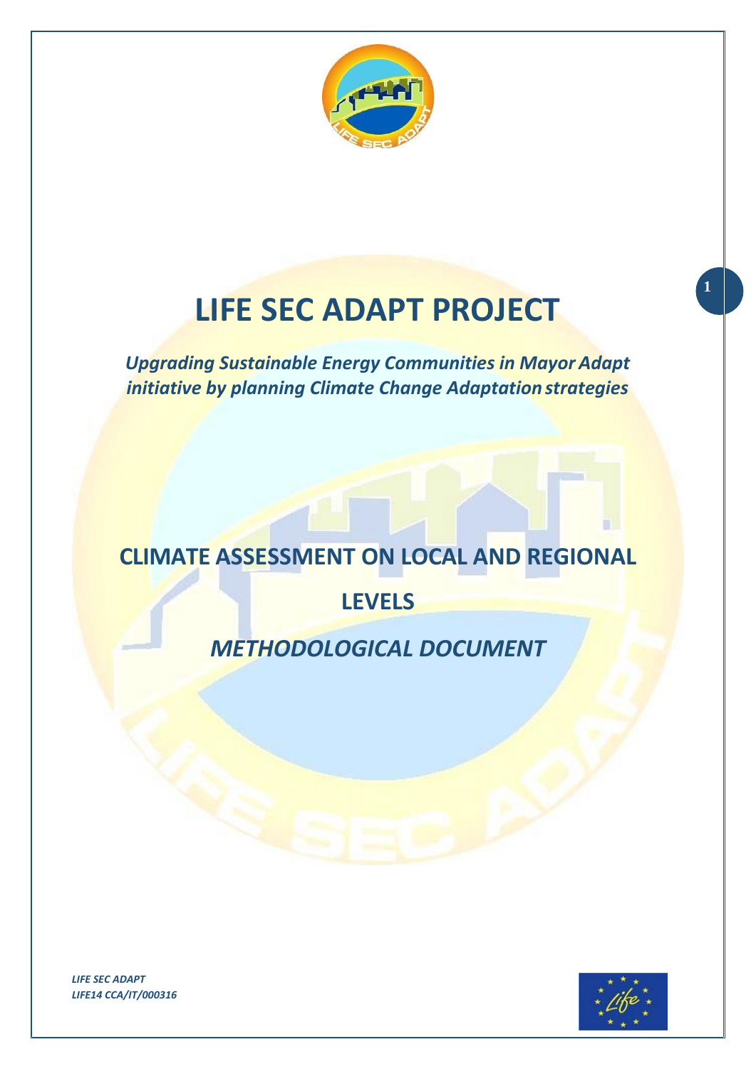# LIFE SEC ADAPT PROJECT

***Upgrading Sustainable Energy Communities in Mayor Adapt initiative by planning Climate Change Adaptation strategies***

## CLIMATE ASSESSMENT ON LOCAL AND REGIONAL LEVELS

## *METHODOLOGICAL DOCUMENT*

***LIFE SEC ADAPT***
***LIFE14 CCA/IT/000316***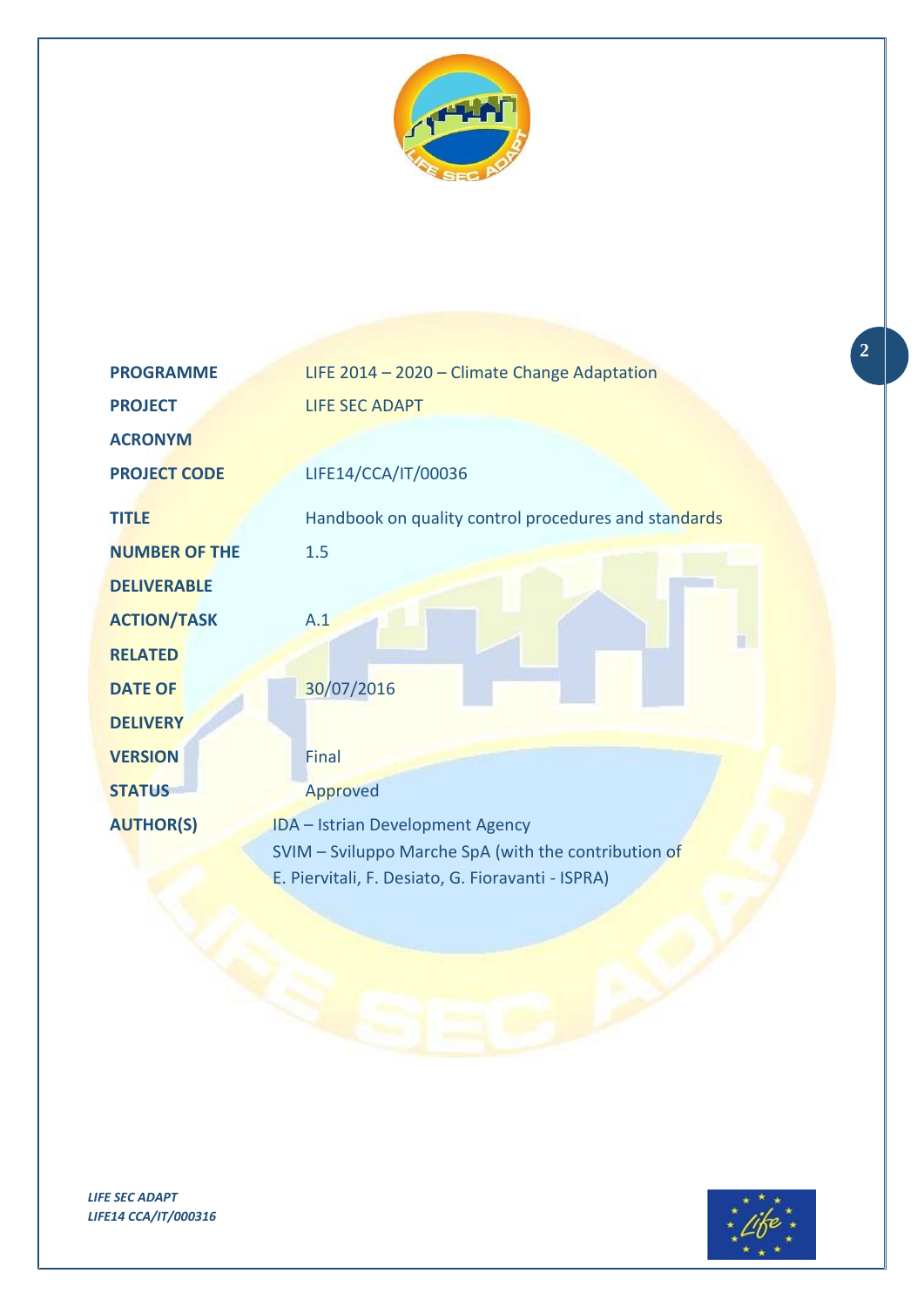| | |
|---|---|
| **PROGRAMME** | LIFE 2014 – 2020 – Climate Change Adaptation |
| **PROJECT ACRONYM** | LIFE SEC ADAPT |
| **PROJECT CODE** | LIFE14/CCA/IT/00036 |
| **TITLE** | Handbook on quality control procedures and standards |
| **NUMBER OF THE DELIVERABLE** | 1.5 |
| **ACTION/TASK RELATED** | A.1 |
| **DATE OF DELIVERY** | 30/07/2016 |
| **VERSION** | Final |
| **STATUS** | Approved |
| **AUTHOR(S)** | IDA – Istrian Development Agency<br>SVIM – Sviluppo Marche SpA (with the contribution of E. Piervitali, F. Desiato, G. Fioravanti - ISPRA) |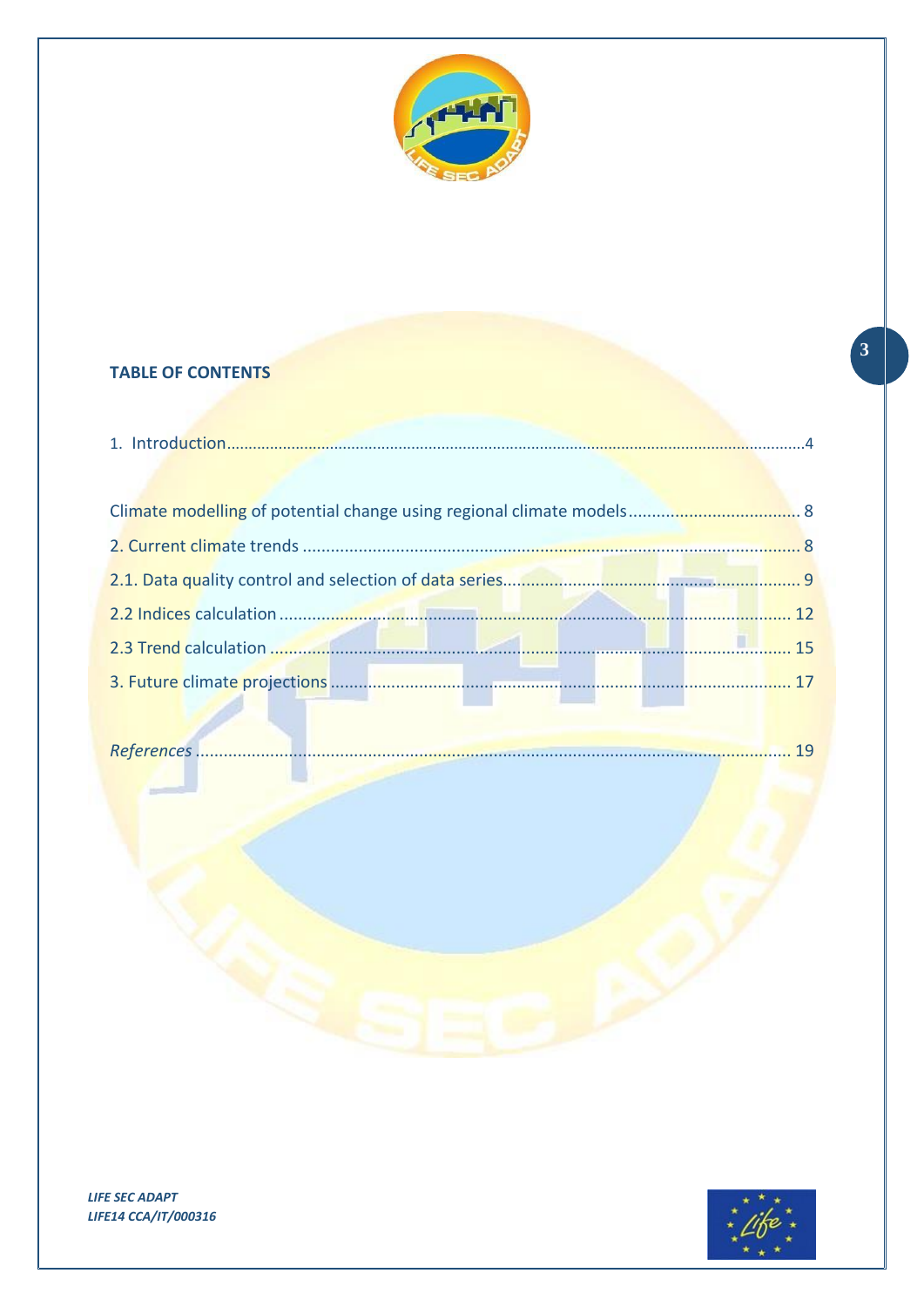**TABLE OF CONTENTS**

1. Introduction....4

Climate modelling of potential change using regional climate models.... 8

2. Current climate trends .... 8

2.1. Data quality control and selection of data series.... 9

2.2 Indices calculation .... 12

2.3 Trend calculation .... 15

3. Future climate projections .... 17

*References* .... 19

***LIFE SEC ADAPT***
***LIFE14 CCA/IT/000316***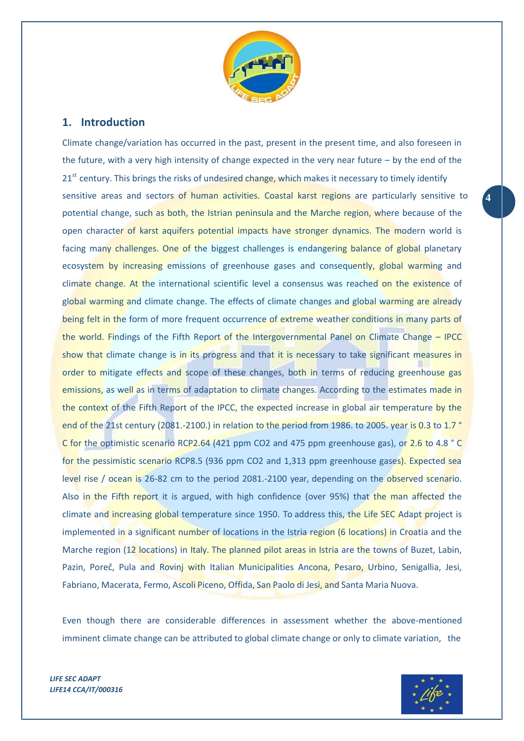## 1. Introduction

Climate change/variation has occurred in the past, present in the present time, and also foreseen in the future, with a very high intensity of change expected in the very near future – by the end of the 21st century. This brings the risks of undesired change, which makes it necessary to timely identify sensitive areas and sectors of human activities. Coastal karst regions are particularly sensitive to potential change, such as both, the Istrian peninsula and the Marche region, where because of the open character of karst aquifers potential impacts have stronger dynamics. The modern world is facing many challenges. One of the biggest challenges is endangering balance of global planetary ecosystem by increasing emissions of greenhouse gases and consequently, global warming and climate change. At the international scientific level a consensus was reached on the existence of global warming and climate change. The effects of climate changes and global warming are already being felt in the form of more frequent occurrence of extreme weather conditions in many parts of the world. Findings of the Fifth Report of the Intergovernmental Panel on Climate Change – IPCC show that climate change is in its progress and that it is necessary to take significant measures in order to mitigate effects and scope of these changes, both in terms of reducing greenhouse gas emissions, as well as in terms of adaptation to climate changes. According to the estimates made in the context of the Fifth Report of the IPCC, the expected increase in global air temperature by the end of the 21st century (2081.-2100.) in relation to the period from 1986. to 2005. year is 0.3 to 1.7 ° C for the optimistic scenario RCP2.64 (421 ppm $CO_2$ and 475 ppm greenhouse gas), or 2.6 to 4.8 ° C for the pessimistic scenario RCP8.5 (936 ppm $CO_2$ and 1,313 ppm greenhouse gases). Expected sea level rise / ocean is 26-82 cm to the period 2081.-2100 year, depending on the observed scenario. Also in the Fifth report it is argued, with high confidence (over 95%) that the man affected the climate and increasing global temperature since 1950. To address this, the Life SEC Adapt project is implemented in a significant number of locations in the Istria region (6 locations) in Croatia and the Marche region (12 locations) in Italy. The planned pilot areas in Istria are the towns of Buzet, Labin, Pazin, Poreč, Pula and Rovinj with Italian Municipalities Ancona, Pesaro, Urbino, Senigallia, Jesi, Fabriano, Macerata, Fermo, Ascoli Piceno, Offida, San Paolo di Jesi, and Santa Maria Nuova.

Even though there are considerable differences in assessment whether the above-mentioned imminent climate change can be attributed to global climate change or only to climate variation, the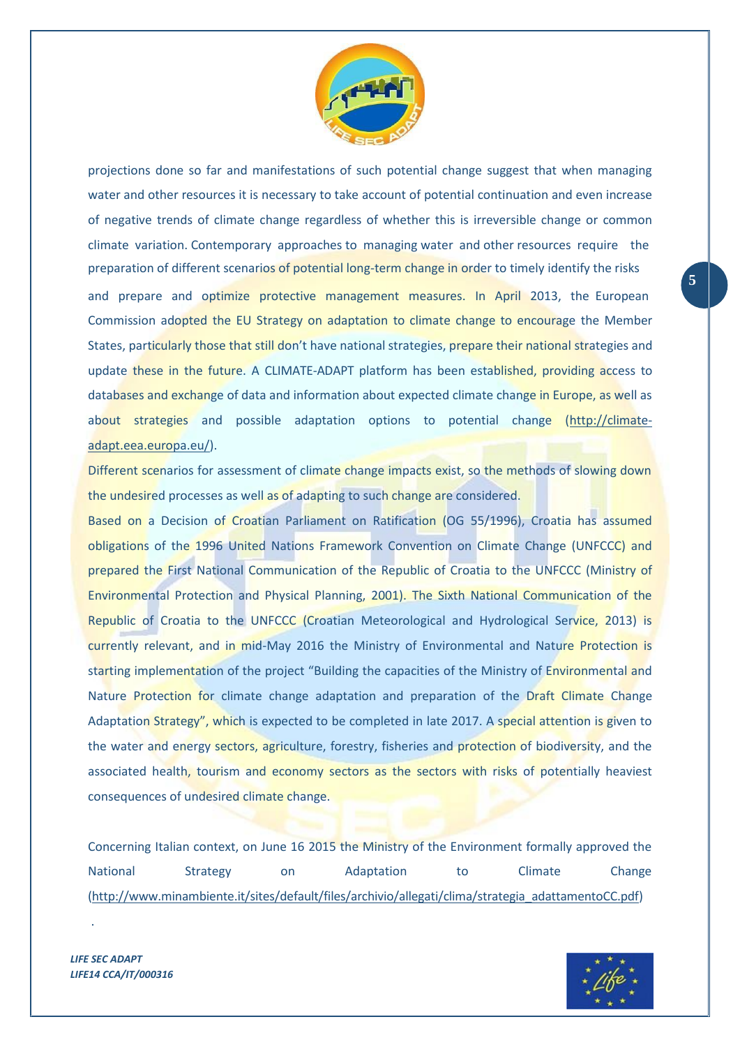projections done so far and manifestations of such potential change suggest that when managing water and other resources it is necessary to take account of potential continuation and even increase of negative trends of climate change regardless of whether this is irreversible change or common climate variation. Contemporary approaches to managing water and other resources require the preparation of different scenarios of potential long-term change in order to timely identify the risks and prepare and optimize protective management measures. In April 2013, the European Commission adopted the EU Strategy on adaptation to climate change to encourage the Member States, particularly those that still don't have national strategies, prepare their national strategies and update these in the future. A CLIMATE-ADAPT platform has been established, providing access to databases and exchange of data and information about expected climate change in Europe, as well as about strategies and possible adaptation options to potential change (http://climate-adapt.eea.europa.eu/).

Different scenarios for assessment of climate change impacts exist, so the methods of slowing down the undesired processes as well as of adapting to such change are considered.

Based on a Decision of Croatian Parliament on Ratification (OG 55/1996), Croatia has assumed obligations of the 1996 United Nations Framework Convention on Climate Change (UNFCCC) and prepared the First National Communication of the Republic of Croatia to the UNFCCC (Ministry of Environmental Protection and Physical Planning, 2001). The Sixth National Communication of the Republic of Croatia to the UNFCCC (Croatian Meteorological and Hydrological Service, 2013) is currently relevant, and in mid-May 2016 the Ministry of Environmental and Nature Protection is starting implementation of the project "Building the capacities of the Ministry of Environmental and Nature Protection for climate change adaptation and preparation of the Draft Climate Change Adaptation Strategy", which is expected to be completed in late 2017. A special attention is given to the water and energy sectors, agriculture, forestry, fisheries and protection of biodiversity, and the associated health, tourism and economy sectors as the sectors with risks of potentially heaviest consequences of undesired climate change.

Concerning Italian context, on June 16 2015 the Ministry of the Environment formally approved the National Strategy on Adaptation to Climate Change (http://www.minambiente.it/sites/default/files/archivio/allegati/clima/strategia_adattamentoCC.pdf)

.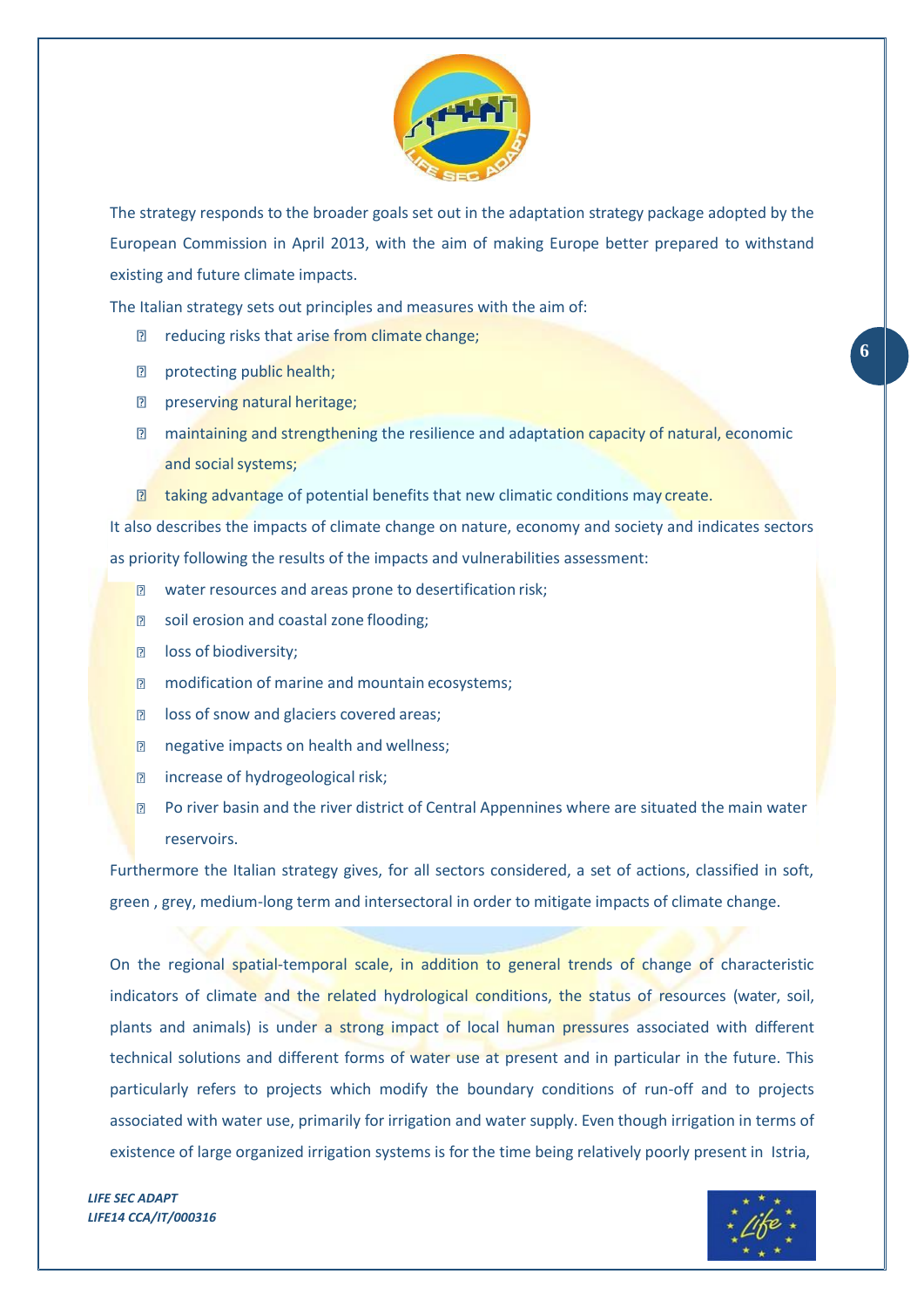The strategy responds to the broader goals set out in the adaptation strategy package adopted by the European Commission in April 2013, with the aim of making Europe better prepared to withstand existing and future climate impacts.

The Italian strategy sets out principles and measures with the aim of:

- reducing risks that arise from climate change;
- protecting public health;
- preserving natural heritage;
- maintaining and strengthening the resilience and adaptation capacity of natural, economic and social systems;
- taking advantage of potential benefits that new climatic conditions may create.

It also describes the impacts of climate change on nature, economy and society and indicates sectors as priority following the results of the impacts and vulnerabilities assessment:

- water resources and areas prone to desertification risk;
- soil erosion and coastal zone flooding;
- loss of biodiversity;
- modification of marine and mountain ecosystems;
- loss of snow and glaciers covered areas;
- negative impacts on health and wellness;
- increase of hydrogeological risk;
- Po river basin and the river district of Central Appennines where are situated the main water reservoirs.

Furthermore the Italian strategy gives, for all sectors considered, a set of actions, classified in soft, green , grey, medium-long term and intersectoral in order to mitigate impacts of climate change.

On the regional spatial-temporal scale, in addition to general trends of change of characteristic indicators of climate and the related hydrological conditions, the status of resources (water, soil, plants and animals) is under a strong impact of local human pressures associated with different technical solutions and different forms of water use at present and in particular in the future. This particularly refers to projects which modify the boundary conditions of run-off and to projects associated with water use, primarily for irrigation and water supply. Even though irrigation in terms of existence of large organized irrigation systems is for the time being relatively poorly present in Istria,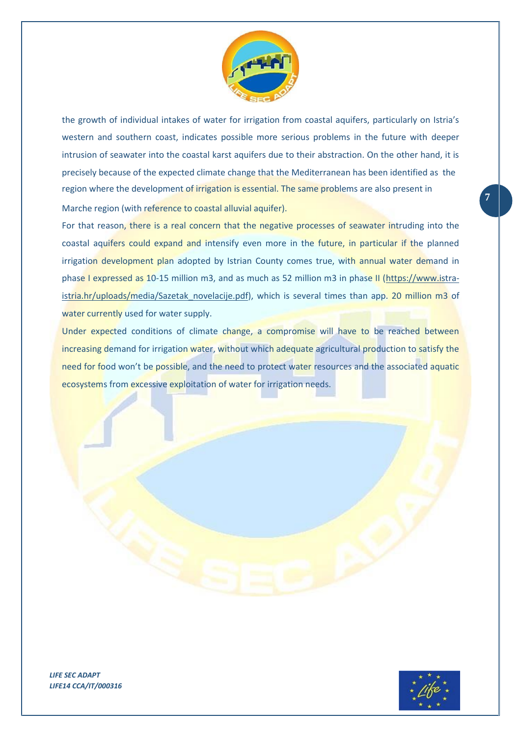the growth of individual intakes of water for irrigation from coastal aquifers, particularly on Istria's western and southern coast, indicates possible more serious problems in the future with deeper intrusion of seawater into the coastal karst aquifers due to their abstraction. On the other hand, it is precisely because of the expected climate change that the Mediterranean has been identified as the region where the development of irrigation is essential. The same problems are also present in Marche region (with reference to coastal alluvial aquifer).

For that reason, there is a real concern that the negative processes of seawater intruding into the coastal aquifers could expand and intensify even more in the future, in particular if the planned irrigation development plan adopted by Istrian County comes true, with annual water demand in phase I expressed as 10-15 million m3, and as much as 52 million m3 in phase II (https://www.istra-istria.hr/uploads/media/Sazetak_novelacije.pdf), which is several times than app. 20 million m3 of water currently used for water supply.

Under expected conditions of climate change, a compromise will have to be reached between increasing demand for irrigation water, without which adequate agricultural production to satisfy the need for food won't be possible, and the need to protect water resources and the associated aquatic ecosystems from excessive exploitation of water for irrigation needs.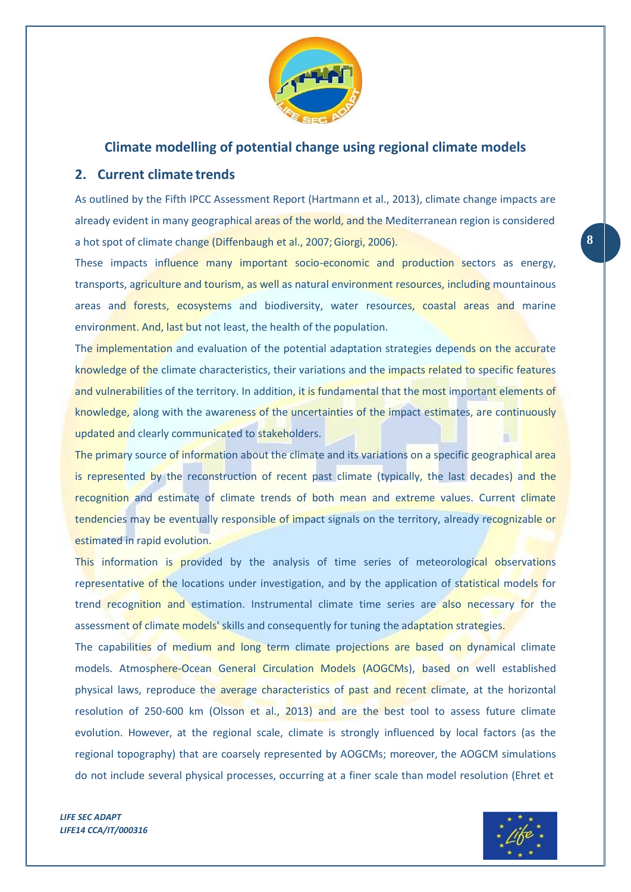# Climate modelling of potential change using regional climate models

## 2. Current climate trends

As outlined by the Fifth IPCC Assessment Report (Hartmann et al., 2013), climate change impacts are already evident in many geographical areas of the world, and the Mediterranean region is considered a hot spot of climate change (Diffenbaugh et al., 2007; Giorgi, 2006).

These impacts influence many important socio-economic and production sectors as energy, transports, agriculture and tourism, as well as natural environment resources, including mountainous areas and forests, ecosystems and biodiversity, water resources, coastal areas and marine environment. And, last but not least, the health of the population.

The implementation and evaluation of the potential adaptation strategies depends on the accurate knowledge of the climate characteristics, their variations and the impacts related to specific features and vulnerabilities of the territory. In addition, it is fundamental that the most important elements of knowledge, along with the awareness of the uncertainties of the impact estimates, are continuously updated and clearly communicated to stakeholders.

The primary source of information about the climate and its variations on a specific geographical area is represented by the reconstruction of recent past climate (typically, the last decades) and the recognition and estimate of climate trends of both mean and extreme values. Current climate tendencies may be eventually responsible of impact signals on the territory, already recognizable or estimated in rapid evolution.

This information is provided by the analysis of time series of meteorological observations representative of the locations under investigation, and by the application of statistical models for trend recognition and estimation. Instrumental climate time series are also necessary for the assessment of climate models' skills and consequently for tuning the adaptation strategies.

The capabilities of medium and long term climate projections are based on dynamical climate models. Atmosphere-Ocean General Circulation Models (AOGCMs), based on well established physical laws, reproduce the average characteristics of past and recent climate, at the horizontal resolution of 250-600 km (Olsson et al., 2013) and are the best tool to assess future climate evolution. However, at the regional scale, climate is strongly influenced by local factors (as the regional topography) that are coarsely represented by AOGCMs; moreover, the AOGCM simulations do not include several physical processes, occurring at a finer scale than model resolution (Ehret et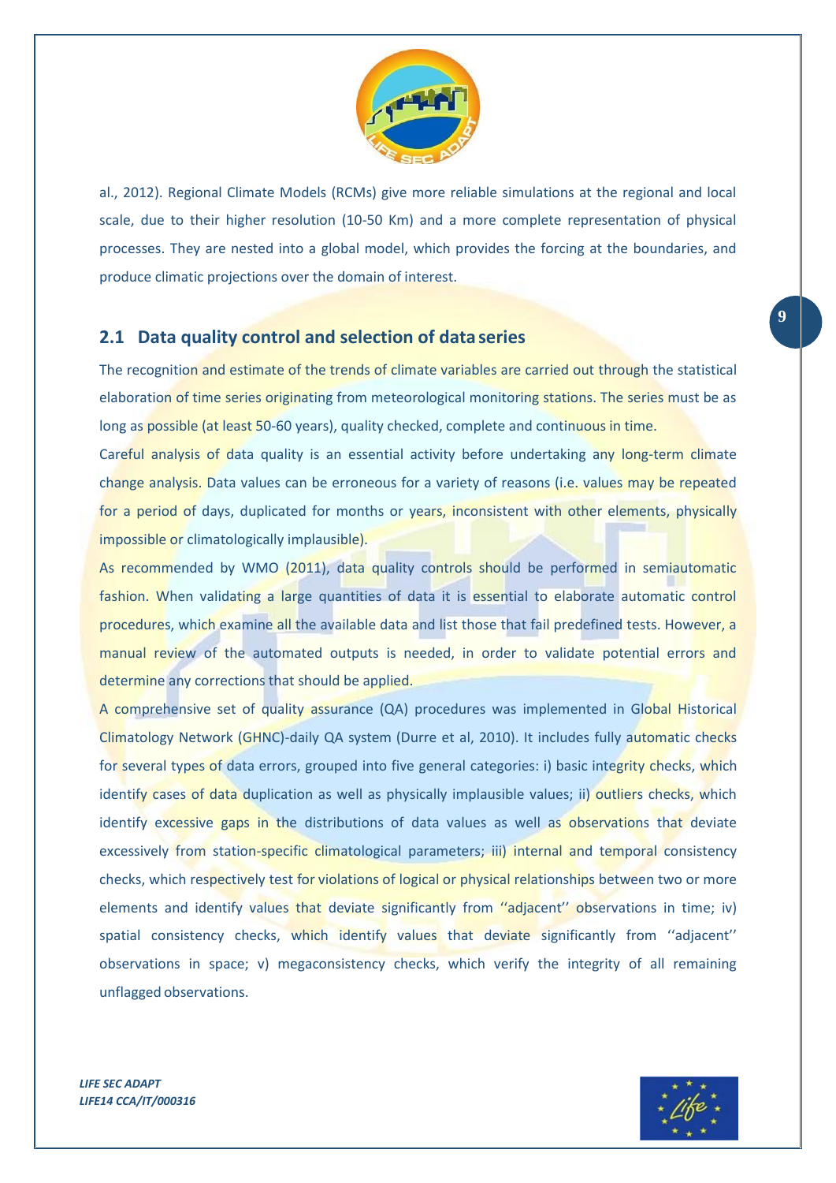al., 2012). Regional Climate Models (RCMs) give more reliable simulations at the regional and local scale, due to their higher resolution (10-50 Km) and a more complete representation of physical processes. They are nested into a global model, which provides the forcing at the boundaries, and produce climatic projections over the domain of interest.

## 2.1 Data quality control and selection of data series

The recognition and estimate of the trends of climate variables are carried out through the statistical elaboration of time series originating from meteorological monitoring stations. The series must be as long as possible (at least 50-60 years), quality checked, complete and continuous in time.

Careful analysis of data quality is an essential activity before undertaking any long-term climate change analysis. Data values can be erroneous for a variety of reasons (i.e. values may be repeated for a period of days, duplicated for months or years, inconsistent with other elements, physically impossible or climatologically implausible).

As recommended by WMO (2011), data quality controls should be performed in semiautomatic fashion. When validating a large quantities of data it is essential to elaborate automatic control procedures, which examine all the available data and list those that fail predefined tests. However, a manual review of the automated outputs is needed, in order to validate potential errors and determine any corrections that should be applied.

A comprehensive set of quality assurance (QA) procedures was implemented in Global Historical Climatology Network (GHNC)-daily QA system (Durre et al, 2010). It includes fully automatic checks for several types of data errors, grouped into five general categories: i) basic integrity checks, which identify cases of data duplication as well as physically implausible values; ii) outliers checks, which identify excessive gaps in the distributions of data values as well as observations that deviate excessively from station-specific climatological parameters; iii) internal and temporal consistency checks, which respectively test for violations of logical or physical relationships between two or more elements and identify values that deviate significantly from ''adjacent'' observations in time; iv) spatial consistency checks, which identify values that deviate significantly from ''adjacent'' observations in space; v) megaconsistency checks, which verify the integrity of all remaining unflagged observations.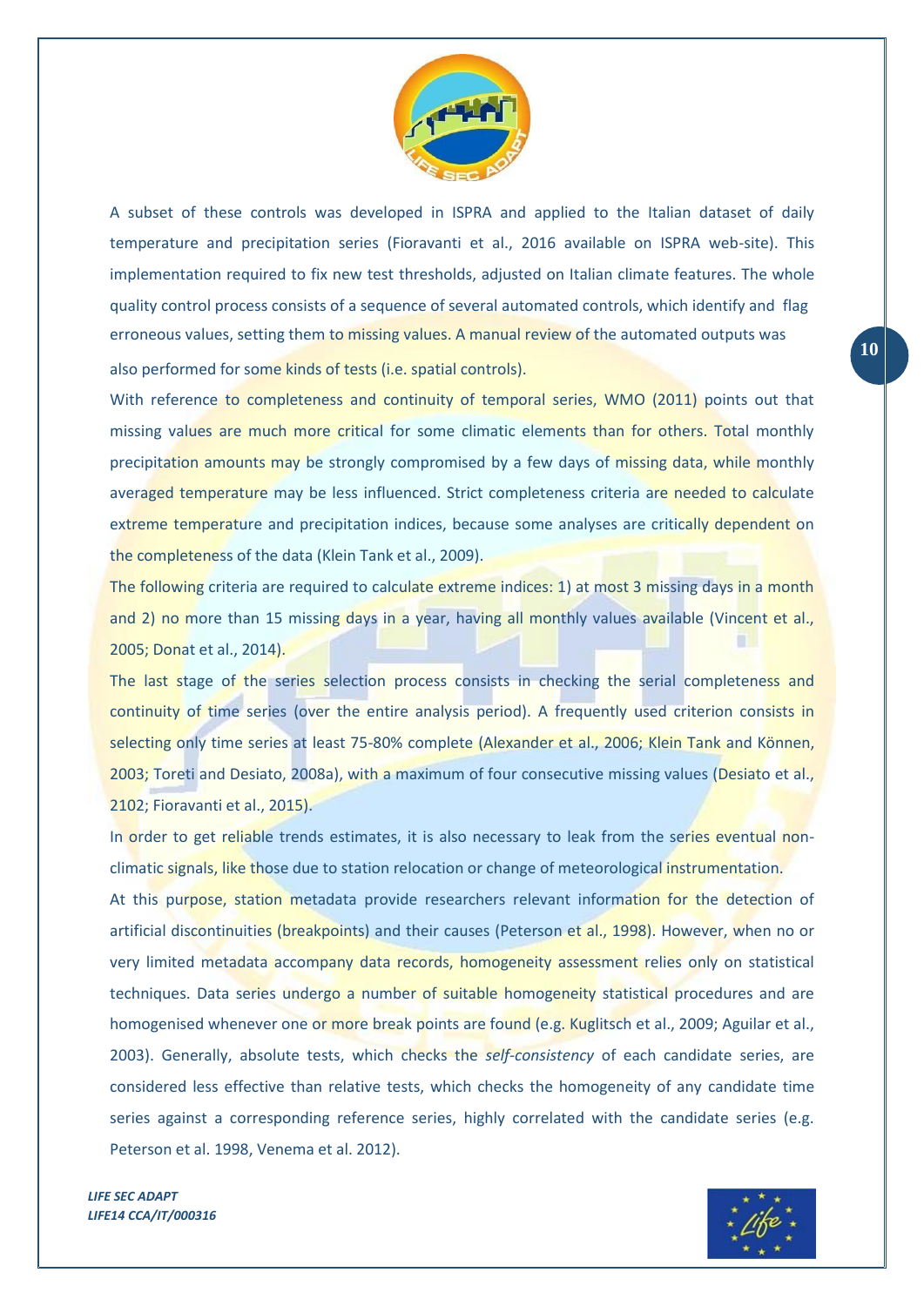A subset of these controls was developed in ISPRA and applied to the Italian dataset of daily temperature and precipitation series (Fioravanti et al., 2016 available on ISPRA web-site). This implementation required to fix new test thresholds, adjusted on Italian climate features. The whole quality control process consists of a sequence of several automated controls, which identify and flag erroneous values, setting them to missing values. A manual review of the automated outputs was also performed for some kinds of tests (i.e. spatial controls).

With reference to completeness and continuity of temporal series, WMO (2011) points out that missing values are much more critical for some climatic elements than for others. Total monthly precipitation amounts may be strongly compromised by a few days of missing data, while monthly averaged temperature may be less influenced. Strict completeness criteria are needed to calculate extreme temperature and precipitation indices, because some analyses are critically dependent on the completeness of the data (Klein Tank et al., 2009).

The following criteria are required to calculate extreme indices: 1) at most 3 missing days in a month and 2) no more than 15 missing days in a year, having all monthly values available (Vincent et al., 2005; Donat et al., 2014).

The last stage of the series selection process consists in checking the serial completeness and continuity of time series (over the entire analysis period). A frequently used criterion consists in selecting only time series at least 75-80% complete (Alexander et al., 2006; Klein Tank and Können, 2003; Toreti and Desiato, 2008a), with a maximum of four consecutive missing values (Desiato et al., 2102; Fioravanti et al., 2015).

In order to get reliable trends estimates, it is also necessary to leak from the series eventual non-climatic signals, like those due to station relocation or change of meteorological instrumentation.

At this purpose, station metadata provide researchers relevant information for the detection of artificial discontinuities (breakpoints) and their causes (Peterson et al., 1998). However, when no or very limited metadata accompany data records, homogeneity assessment relies only on statistical techniques. Data series undergo a number of suitable homogeneity statistical procedures and are homogenised whenever one or more break points are found (e.g. Kuglitsch et al., 2009; Aguilar et al., 2003). Generally, absolute tests, which checks the *self-consistency* of each candidate series, are considered less effective than relative tests, which checks the homogeneity of any candidate time series against a corresponding reference series, highly correlated with the candidate series (e.g. Peterson et al. 1998, Venema et al. 2012).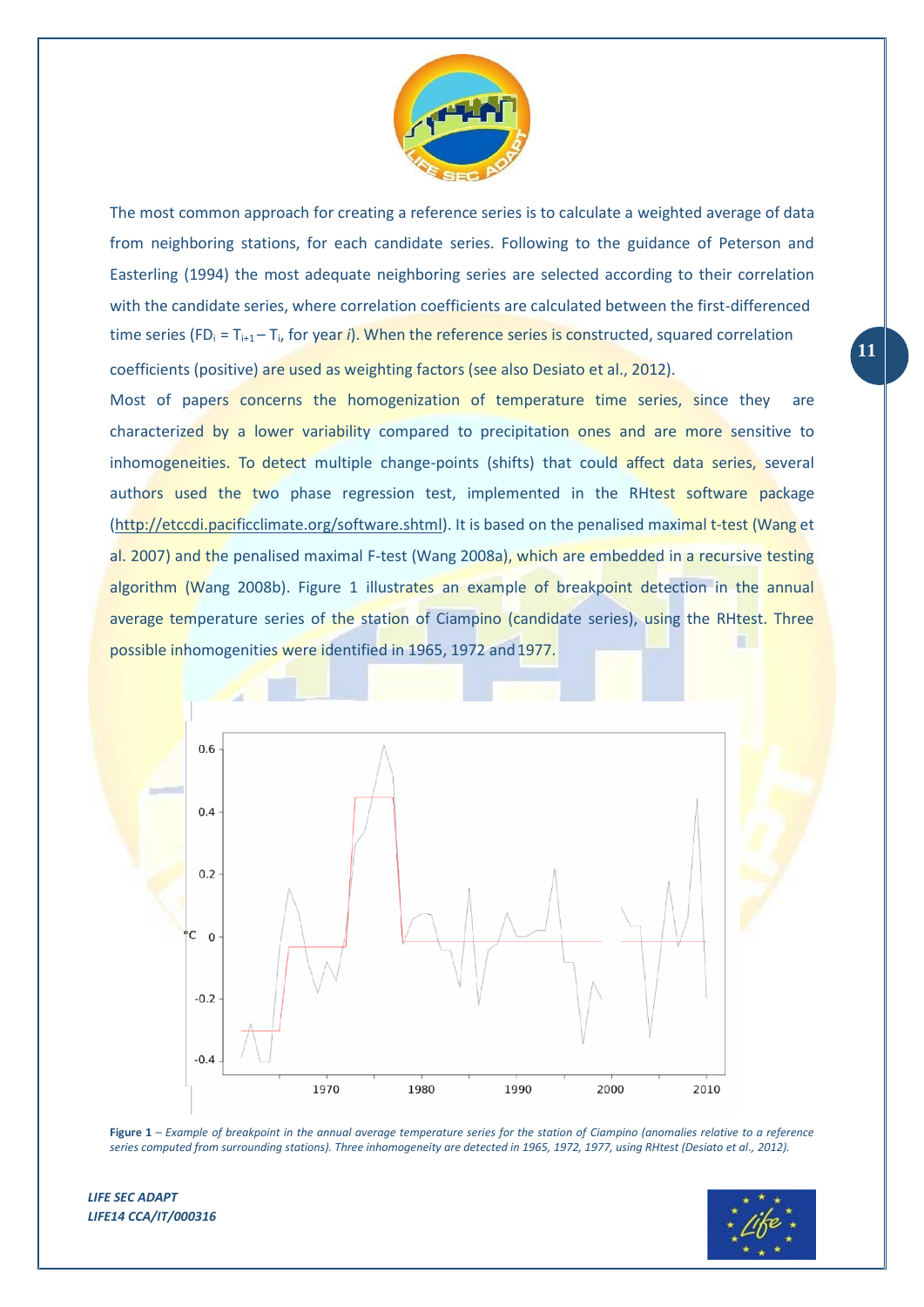The most common approach for creating a reference series is to calculate a weighted average of data from neighboring stations, for each candidate series. Following to the guidance of Peterson and Easterling (1994) the most adequate neighboring series are selected according to their correlation with the candidate series, where correlation coefficients are calculated between the first-differenced time series ($FD_i = T_{i+1} - T_i$, for year *i*). When the reference series is constructed, squared correlation coefficients (positive) are used as weighting factors (see also Desiato et al., 2012).

Most of papers concerns the homogenization of temperature time series, since they are characterized by a lower variability compared to precipitation ones and are more sensitive to inhomogeneities. To detect multiple change-points (shifts) that could affect data series, several authors used the two phase regression test, implemented in the RHtest software package (http://etccdi.pacificclimate.org/software.shtml). It is based on the penalised maximal t-test (Wang et al. 2007) and the penalised maximal F-test (Wang 2008a), which are embedded in a recursive testing algorithm (Wang 2008b). Figure 1 illustrates an example of breakpoint detection in the annual average temperature series of the station of Ciampino (candidate series), using the RHtest. Three possible inhomogenities were identified in 1965, 1972 and 1977.

**Figure 1** – *Example of breakpoint in the annual average temperature series for the station of Ciampino (anomalies relative to a reference series computed from surrounding stations). Three inhomogeneity are detected in 1965, 1972, 1977, using RHtest (Desiato et al., 2012).*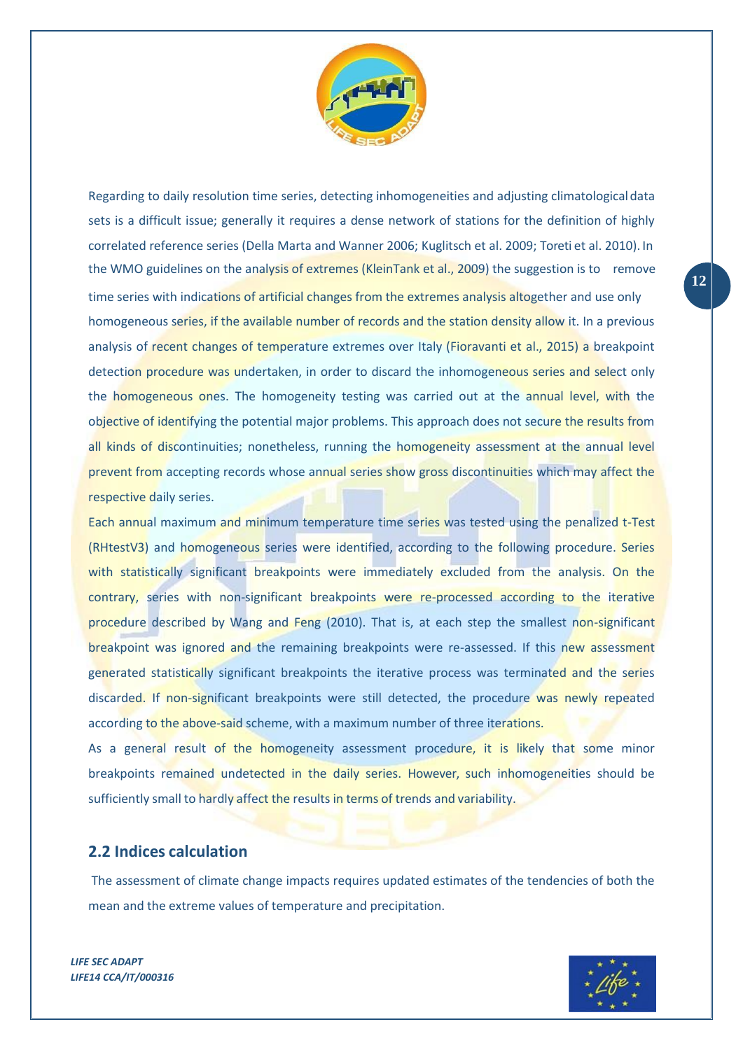Regarding to daily resolution time series, detecting inhomogeneities and adjusting climatological data sets is a difficult issue; generally it requires a dense network of stations for the definition of highly correlated reference series (Della Marta and Wanner 2006; Kuglitsch et al. 2009; Toreti et al. 2010). In the WMO guidelines on the analysis of extremes (KleinTank et al., 2009) the suggestion is to remove time series with indications of artificial changes from the extremes analysis altogether and use only homogeneous series, if the available number of records and the station density allow it. In a previous analysis of recent changes of temperature extremes over Italy (Fioravanti et al., 2015) a breakpoint detection procedure was undertaken, in order to discard the inhomogeneous series and select only the homogeneous ones. The homogeneity testing was carried out at the annual level, with the objective of identifying the potential major problems. This approach does not secure the results from all kinds of discontinuities; nonetheless, running the homogeneity assessment at the annual level prevent from accepting records whose annual series show gross discontinuities which may affect the respective daily series.

Each annual maximum and minimum temperature time series was tested using the penalized t-Test (RHtestV3) and homogeneous series were identified, according to the following procedure. Series with statistically significant breakpoints were immediately excluded from the analysis. On the contrary, series with non-significant breakpoints were re-processed according to the iterative procedure described by Wang and Feng (2010). That is, at each step the smallest non-significant breakpoint was ignored and the remaining breakpoints were re-assessed. If this new assessment generated statistically significant breakpoints the iterative process was terminated and the series discarded. If non-significant breakpoints were still detected, the procedure was newly repeated according to the above-said scheme, with a maximum number of three iterations.

As a general result of the homogeneity assessment procedure, it is likely that some minor breakpoints remained undetected in the daily series. However, such inhomogeneities should be sufficiently small to hardly affect the results in terms of trends and variability.

## 2.2 Indices calculation

The assessment of climate change impacts requires updated estimates of the tendencies of both the mean and the extreme values of temperature and precipitation.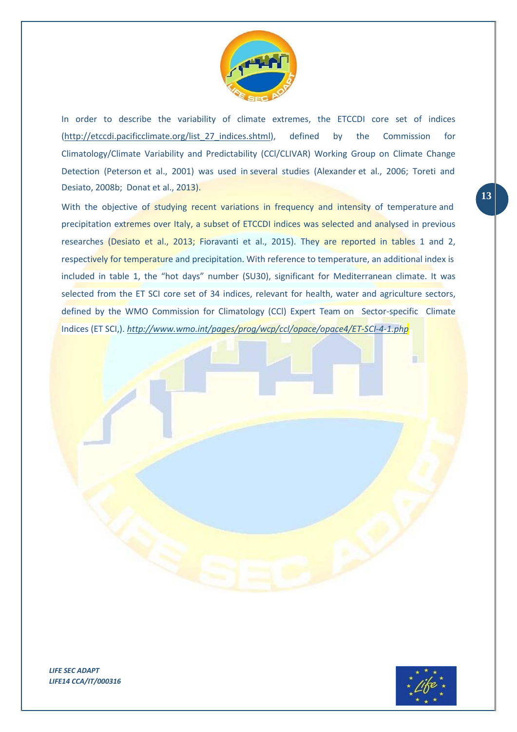In order to describe the variability of climate extremes, the ETCCDI core set of indices (http://etccdi.pacificclimate.org/list_27_indices.shtml), defined by the Commission for Climatology/Climate Variability and Predictability (CCl/CLIVAR) Working Group on Climate Change Detection (Peterson et al., 2001) was used in several studies (Alexander et al., 2006; Toreti and Desiato, 2008b; Donat et al., 2013).

With the objective of studying recent variations in frequency and intensity of temperature and precipitation extremes over Italy, a subset of ETCCDI indices was selected and analysed in previous researches (Desiato et al., 2013; Fioravanti et al., 2015). They are reported in tables 1 and 2, respectively for temperature and precipitation. With reference to temperature, an additional index is included in table 1, the "hot days" number (SU30), significant for Mediterranean climate. It was selected from the ET SCI core set of 34 indices, relevant for health, water and agriculture sectors, defined by the WMO Commission for Climatology (CCl) Expert Team on Sector-specific Climate Indices (ET SCI,). *http://www.wmo.int/pages/prog/wcp/ccl/opace/opace4/ET-SCI-4-1.php*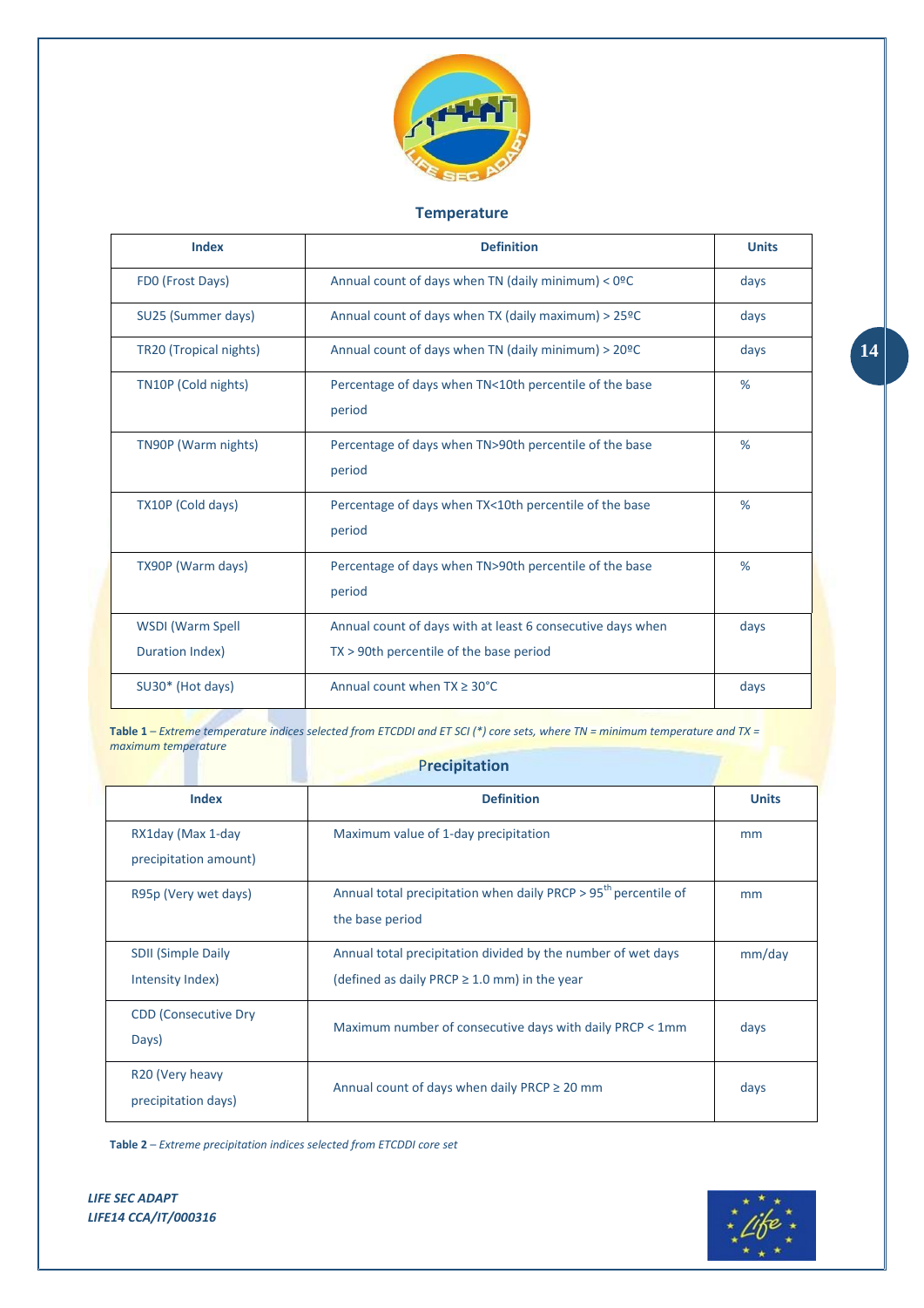### Temperature

| Index | Definition | Units |
|---|---|---|
| FD0 (Frost Days) | Annual count of days when TN (daily minimum) < 0ºC | days |
| SU25 (Summer days) | Annual count of days when TX (daily maximum) > 25ºC | days |
| TR20 (Tropical nights) | Annual count of days when TN (daily minimum) > 20ºC | days |
| TN10P (Cold nights) | Percentage of days when TN<10th percentile of the base period | % |
| TN90P (Warm nights) | Percentage of days when TN>90th percentile of the base period | % |
| TX10P (Cold days) | Percentage of days when TX<10th percentile of the base period | % |
| TX90P (Warm days) | Percentage of days when TN>90th percentile of the base period | % |
| WSDI (Warm Spell Duration Index) | Annual count of days with at least 6 consecutive days when TX > 90th percentile of the base period | days |
| SU30* (Hot days) | Annual count when TX ≥ 30°C | days |

**Table 1** – *Extreme temperature indices selected from ETCDDI and ET SCI (*) core sets, where TN = minimum temperature and TX = maximum temperature*

### Precipitation

| Index | Definition | Units |
|---|---|---|
| RX1day (Max 1-day precipitation amount) | Maximum value of 1-day precipitation | mm |
| R95p (Very wet days) | Annual total precipitation when daily PRCP > 95$^{th}$ percentile of the base period | mm |
| SDII (Simple Daily Intensity Index) | Annual total precipitation divided by the number of wet days (defined as daily PRCP ≥ 1.0 mm) in the year | mm/day |
| CDD (Consecutive Dry Days) | Maximum number of consecutive days with daily PRCP < 1mm | days |
| R20 (Very heavy precipitation days) | Annual count of days when daily PRCP ≥ 20 mm | days |

**Table 2** – *Extreme precipitation indices selected from ETCDDI core set*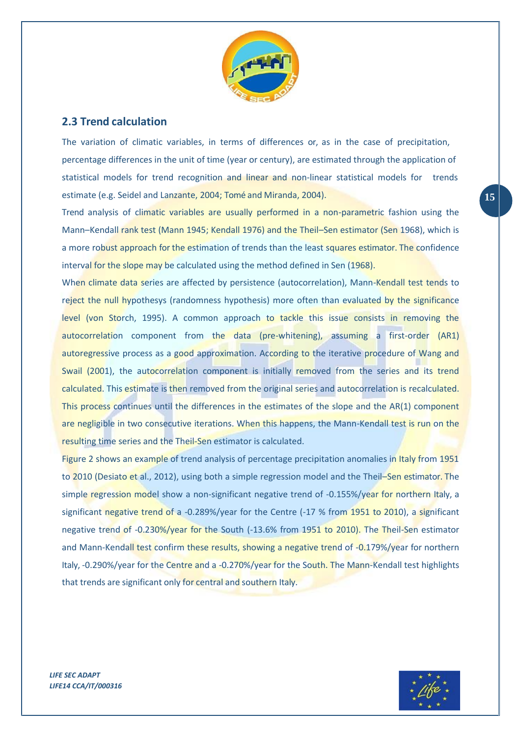## 2.3 Trend calculation

The variation of climatic variables, in terms of differences or, as in the case of precipitation, percentage differences in the unit of time (year or century), are estimated through the application of statistical models for trend recognition and linear and non-linear statistical models for trends estimate (e.g. Seidel and Lanzante, 2004; Tomé and Miranda, 2004).

Trend analysis of climatic variables are usually performed in a non-parametric fashion using the Mann–Kendall rank test (Mann 1945; Kendall 1976) and the Theil–Sen estimator (Sen 1968), which is a more robust approach for the estimation of trends than the least squares estimator. The confidence interval for the slope may be calculated using the method defined in Sen (1968).

When climate data series are affected by persistence (autocorrelation), Mann-Kendall test tends to reject the null hypothesys (randomness hypothesis) more often than evaluated by the significance level (von Storch, 1995). A common approach to tackle this issue consists in removing the autocorrelation component from the data (pre-whitening), assuming a first-order (AR1) autoregressive process as a good approximation. According to the iterative procedure of Wang and Swail (2001), the autocorrelation component is initially removed from the series and its trend calculated. This estimate is then removed from the original series and autocorrelation is recalculated. This process continues until the differences in the estimates of the slope and the AR(1) component are negligible in two consecutive iterations. When this happens, the Mann-Kendall test is run on the resulting time series and the Theil-Sen estimator is calculated.

Figure 2 shows an example of trend analysis of percentage precipitation anomalies in Italy from 1951 to 2010 (Desiato et al., 2012), using both a simple regression model and the Theil–Sen estimator. The simple regression model show a non-significant negative trend of -0.155%/year for northern Italy, a significant negative trend of a -0.289%/year for the Centre (-17 % from 1951 to 2010), a significant negative trend of -0.230%/year for the South (-13.6% from 1951 to 2010). The Theil-Sen estimator and Mann-Kendall test confirm these results, showing a negative trend of -0.179%/year for northern Italy, -0.290%/year for the Centre and a -0.270%/year for the South. The Mann-Kendall test highlights that trends are significant only for central and southern Italy.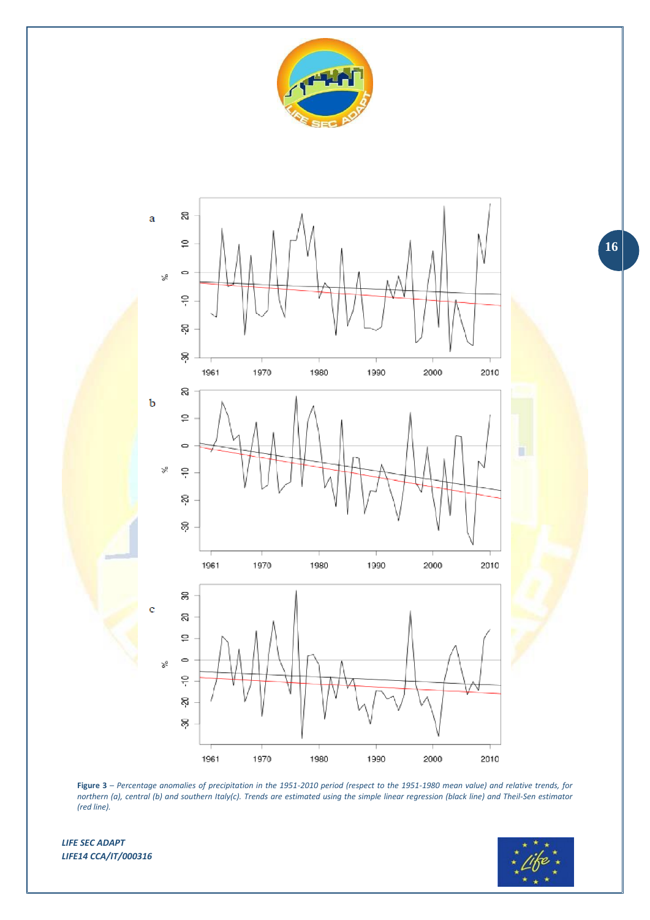**Figure 3** – *Percentage anomalies of precipitation in the 1951-2010 period (respect to the 1951-1980 mean value) and relative trends, for northern (a), central (b) and southern Italy(c). Trends are estimated using the simple linear regression (black line) and Theil-Sen estimator (red line).*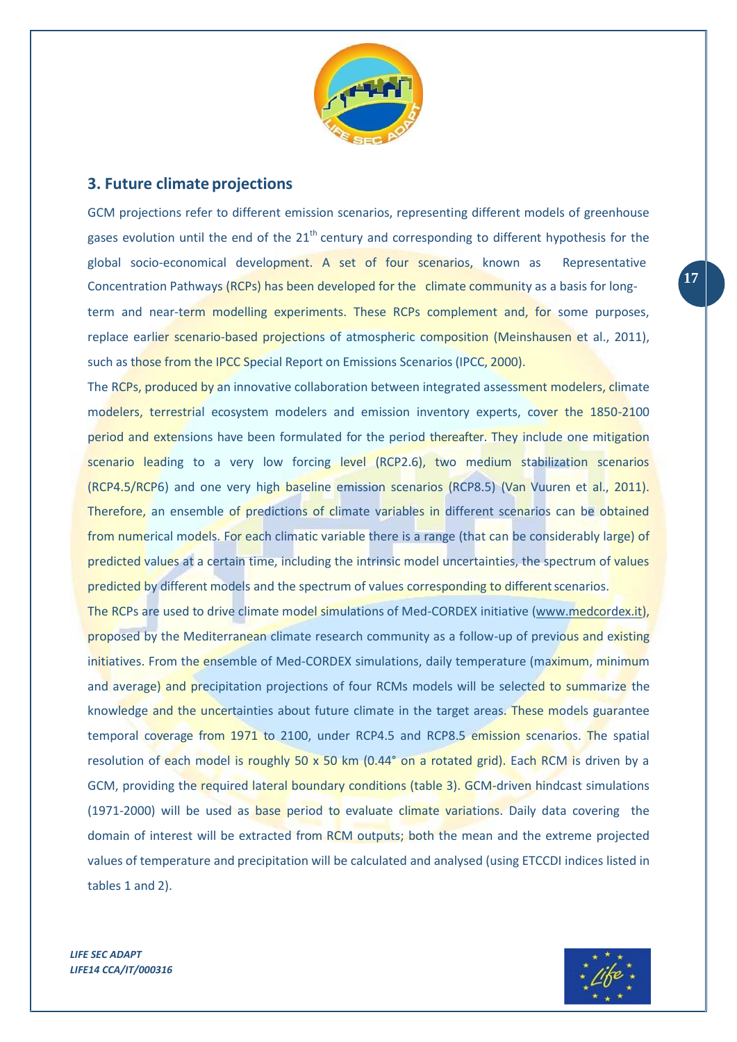## 3. Future climate projections

GCM projections refer to different emission scenarios, representing different models of greenhouse gases evolution until the end of the 21$^{th}$ century and corresponding to different hypothesis for the global socio-economical development. A set of four scenarios, known as Representative Concentration Pathways (RCPs) has been developed for the climate community as a basis for long-term and near-term modelling experiments. These RCPs complement and, for some purposes, replace earlier scenario-based projections of atmospheric composition (Meinshausen et al., 2011), such as those from the IPCC Special Report on Emissions Scenarios (IPCC, 2000).

The RCPs, produced by an innovative collaboration between integrated assessment modelers, climate modelers, terrestrial ecosystem modelers and emission inventory experts, cover the 1850-2100 period and extensions have been formulated for the period thereafter. They include one mitigation scenario leading to a very low forcing level (RCP2.6), two medium stabilization scenarios (RCP4.5/RCP6) and one very high baseline emission scenarios (RCP8.5) (Van Vuuren et al., 2011). Therefore, an ensemble of predictions of climate variables in different scenarios can be obtained from numerical models. For each climatic variable there is a range (that can be considerably large) of predicted values at a certain time, including the intrinsic model uncertainties, the spectrum of values predicted by different models and the spectrum of values corresponding to different scenarios.

The RCPs are used to drive climate model simulations of Med-CORDEX initiative (www.medcordex.it), proposed by the Mediterranean climate research community as a follow-up of previous and existing initiatives. From the ensemble of Med-CORDEX simulations, daily temperature (maximum, minimum and average) and precipitation projections of four RCMs models will be selected to summarize the knowledge and the uncertainties about future climate in the target areas. These models guarantee temporal coverage from 1971 to 2100, under RCP4.5 and RCP8.5 emission scenarios. The spatial resolution of each model is roughly 50 x 50 km (0.44° on a rotated grid). Each RCM is driven by a GCM, providing the required lateral boundary conditions (table 3). GCM-driven hindcast simulations (1971-2000) will be used as base period to evaluate climate variations. Daily data covering the domain of interest will be extracted from RCM outputs; both the mean and the extreme projected values of temperature and precipitation will be calculated and analysed (using ETCCDI indices listed in tables 1 and 2).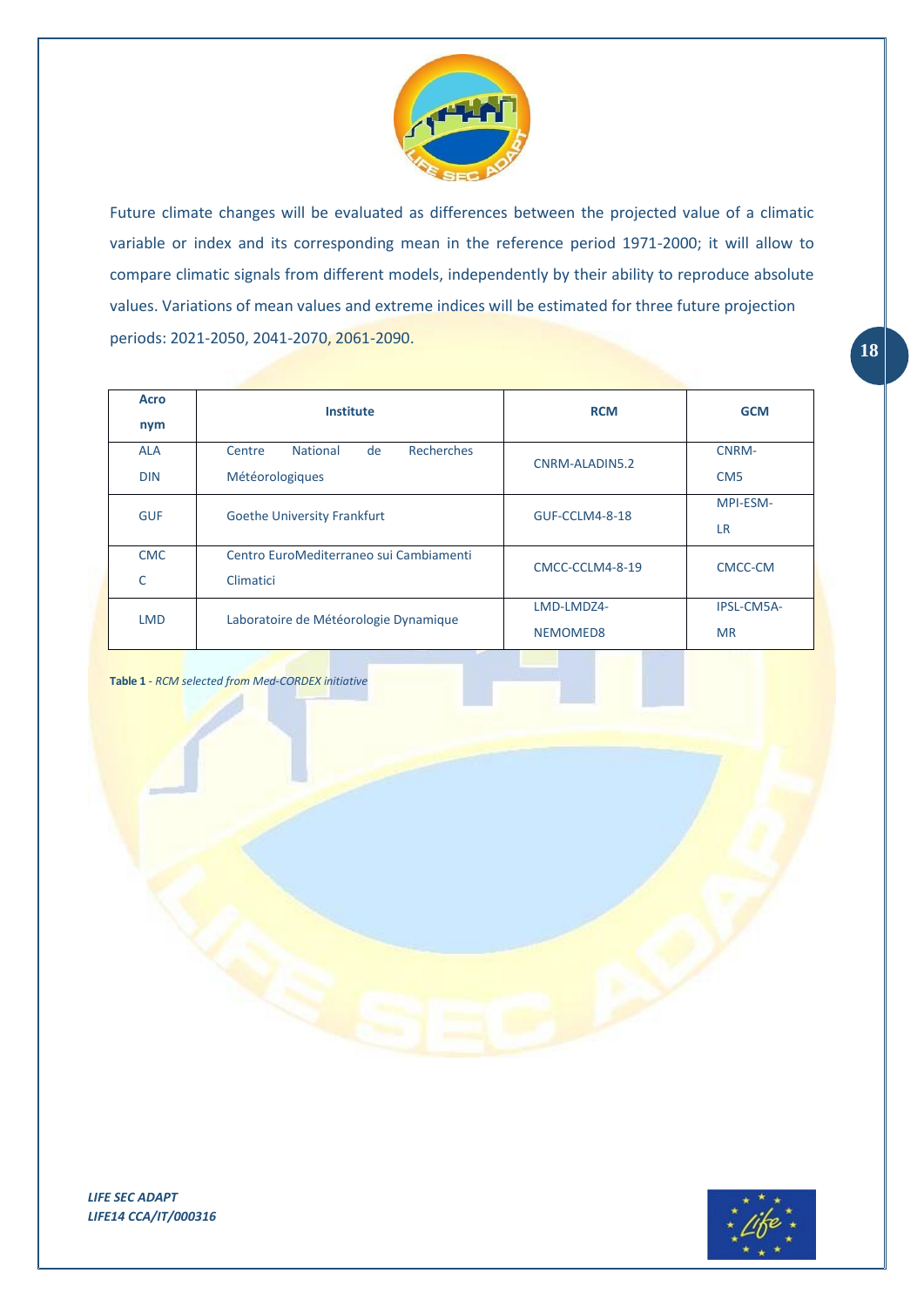Future climate changes will be evaluated as differences between the projected value of a climatic variable or index and its corresponding mean in the reference period 1971-2000; it will allow to compare climatic signals from different models, independently by their ability to reproduce absolute values. Variations of mean values and extreme indices will be estimated for three future projection periods: 2021-2050, 2041-2070, 2061-2090.

| Acronym | Institute | RCM | GCM |
|---|---|---|---|
| ALADIN | Centre National de Recherches Météorologiques | CNRM-ALADIN5.2 | CNRM-CM5 |
| GUF | Goethe University Frankfurt | GUF-CCLM4-8-18 | MPI-ESM-LR |
| CMCC | Centro EuroMediterraneo sui Cambiamenti Climatici | CMCC-CCLM4-8-19 | CMCC-CM |
| LMD | Laboratoire de Météorologie Dynamique | LMD-LMDZ4-NEMOMED8 | IPSL-CM5A-MR |

**Table 1** - *RCM selected from Med-CORDEX initiative*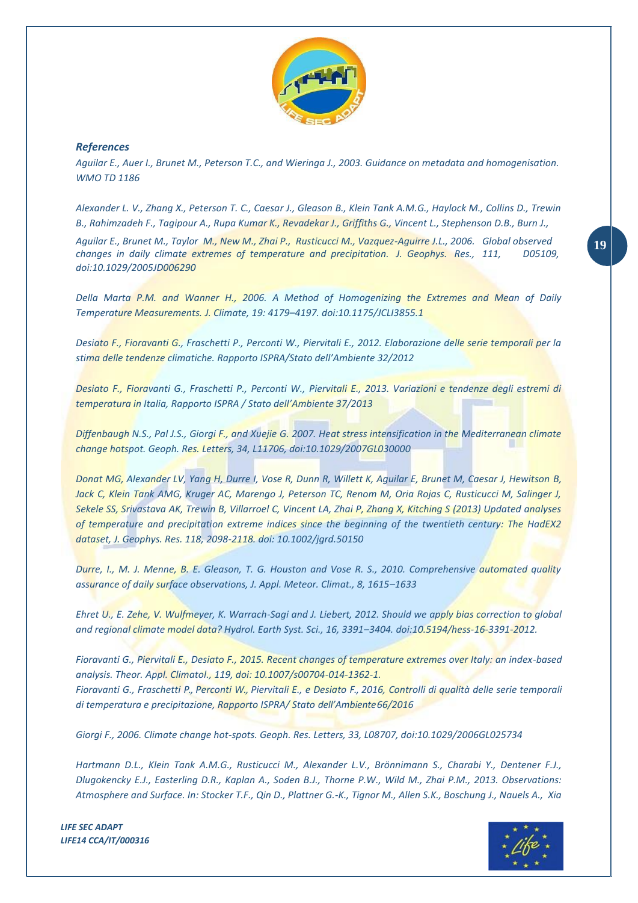### *References*

*Aguilar E., Auer I., Brunet M., Peterson T.C., and Wieringa J., 2003. Guidance on metadata and homogenisation. WMO TD 1186*

*Alexander L. V., Zhang X., Peterson T. C., Caesar J., Gleason B., Klein Tank A.M.G., Haylock M., Collins D., Trewin B., Rahimzadeh F., Tagipour A., Rupa Kumar K., Revadekar J., Griffiths G., Vincent L., Stephenson D.B., Burn J., Aguilar E., Brunet M., Taylor M., New M., Zhai P., Rusticucci M., Vazquez-Aguirre J.L., 2006. Global observed changes in daily climate extremes of temperature and precipitation. J. Geophys. Res., 111, D05109, doi:10.1029/2005JD006290*

*Della Marta P.M. and Wanner H., 2006. A Method of Homogenizing the Extremes and Mean of Daily Temperature Measurements. J. Climate, 19: 4179–4197. doi:10.1175/JCLI3855.1*

*Desiato F., Fioravanti G., Fraschetti P., Perconti W., Piervitali E., 2012. Elaborazione delle serie temporali per la stima delle tendenze climatiche. Rapporto ISPRA/Stato dell'Ambiente 32/2012*

*Desiato F., Fioravanti G., Fraschetti P., Perconti W., Piervitali E., 2013. Variazioni e tendenze degli estremi di temperatura in Italia, Rapporto ISPRA / Stato dell'Ambiente 37/2013*

*Diffenbaugh N.S., Pal J.S., Giorgi F., and Xuejie G. 2007. Heat stress intensification in the Mediterranean climate change hotspot. Geoph. Res. Letters, 34, L11706, doi:10.1029/2007GL030000*

*Donat MG, Alexander LV, Yang H, Durre I, Vose R, Dunn R, Willett K, Aguilar E, Brunet M, Caesar J, Hewitson B, Jack C, Klein Tank AMG, Kruger AC, Marengo J, Peterson TC, Renom M, Oria Rojas C, Rusticucci M, Salinger J, Sekele SS, Srivastava AK, Trewin B, Villarroel C, Vincent LA, Zhai P, Zhang X, Kitching S (2013) Updated analyses of temperature and precipitation extreme indices since the beginning of the twentieth century: The HadEX2 dataset, J. Geophys. Res. 118, 2098-2118. doi: 10.1002/jgrd.50150*

*Durre, I., M. J. Menne, B. E. Gleason, T. G. Houston and Vose R. S., 2010. Comprehensive automated quality assurance of daily surface observations, J. Appl. Meteor. Climat., 8, 1615–1633*

*Ehret U., E. Zehe, V. Wulfmeyer, K. Warrach-Sagi and J. Liebert, 2012. Should we apply bias correction to global and regional climate model data? Hydrol. Earth Syst. Sci., 16, 3391–3404. doi:10.5194/hess-16-3391-2012.*

*Fioravanti G., Piervitali E., Desiato F., 2015. Recent changes of temperature extremes over Italy: an index-based analysis. Theor. Appl. Climatol., 119, doi: 10.1007/s00704-014-1362-1.*

*Fioravanti G., Fraschetti P., Perconti W., Piervitali E., e Desiato F., 2016, Controlli di qualità delle serie temporali di temperatura e precipitazione, Rapporto ISPRA/ Stato dell'Ambiente 66/2016*

*Giorgi F., 2006. Climate change hot-spots. Geoph. Res. Letters, 33, L08707, doi:10.1029/2006GL025734*

*Hartmann D.L., Klein Tank A.M.G., Rusticucci M., Alexander L.V., Brönnimann S., Charabi Y., Dentener F.J., Dlugokencky E.J., Easterling D.R., Kaplan A., Soden B.J., Thorne P.W., Wild M., Zhai P.M., 2013. Observations: Atmosphere and Surface. In: Stocker T.F., Qin D., Plattner G.-K., Tignor M., Allen S.K., Boschung J., Nauels A., Xia*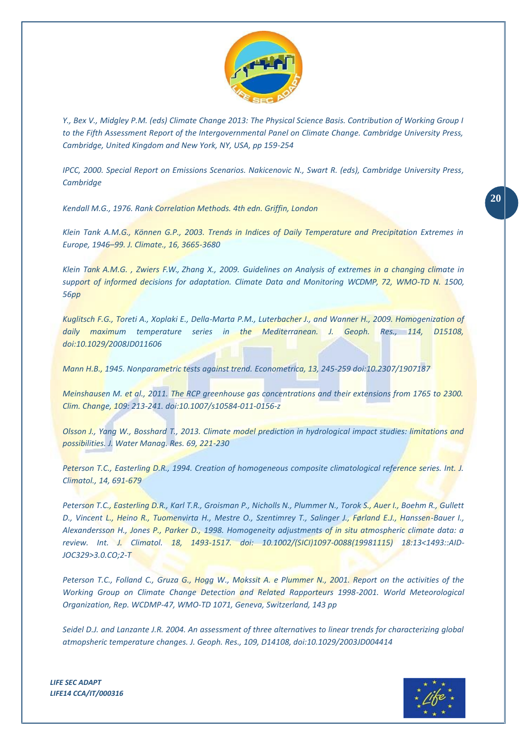*Y., Bex V., Midgley P.M. (eds) Climate Change 2013: The Physical Science Basis. Contribution of Working Group I to the Fifth Assessment Report of the Intergovernmental Panel on Climate Change. Cambridge University Press, Cambridge, United Kingdom and New York, NY, USA, pp 159-254*

*IPCC, 2000. Special Report on Emissions Scenarios. Nakicenovic N., Swart R. (eds), Cambridge University Press, Cambridge*

*Kendall M.G., 1976. Rank Correlation Methods. 4th edn. Griffin, London*

*Klein Tank A.M.G., Können G.P., 2003. Trends in Indices of Daily Temperature and Precipitation Extremes in Europe, 1946–99. J. Climate., 16, 3665-3680*

*Klein Tank A.M.G. , Zwiers F.W., Zhang X., 2009. Guidelines on Analysis of extremes in a changing climate in support of informed decisions for adaptation. Climate Data and Monitoring WCDMP, 72, WMO-TD N. 1500, 56pp*

*Kuglitsch F.G., Toreti A., Xoplaki E., Della-Marta P.M., Luterbacher J., and Wanner H., 2009. Homogenization of daily maximum temperature series in the Mediterranean. J. Geoph. Res., 114, D15108, doi:10.1029/2008JD011606*

*Mann H.B., 1945. Nonparametric tests against trend. Econometrica, 13, 245-259 doi:10.2307/1907187*

*Meinshausen M. et al., 2011. The RCP greenhouse gas concentrations and their extensions from 1765 to 2300. Clim. Change, 109: 213-241. doi:10.1007/s10584-011-0156-z*

*Olsson J., Yang W., Bosshard T., 2013. Climate model prediction in hydrological impact studies: limitations and possibilities. J. Water Manag. Res. 69, 221-230*

*Peterson T.C., Easterling D.R., 1994. Creation of homogeneous composite climatological reference series. Int. J. Climatol., 14, 691-679*

*Peterson T.C., Easterling D.R., Karl T.R., Groisman P., Nicholls N., Plummer N., Torok S., Auer I., Boehm R., Gullett D., Vincent L., Heino R., Tuomenvirta H., Mestre O., Szentimrey T., Salinger J., Førland E.J., Hanssen-Bauer I., Alexandersson H., Jones P., Parker D., 1998. Homogeneity adjustments of in situ atmospheric climate data: a review. Int. J. Climatol. 18, 1493-1517. doi: 10.1002/(SICI)1097-0088(19981115) 18:13<1493::AID-JOC329>3.0.CO;2-T*

*Peterson T.C., Folland C., Gruza G., Hogg W., Mokssit A. e Plummer N., 2001. Report on the activities of the Working Group on Climate Change Detection and Related Rapporteurs 1998-2001. World Meteorological Organization, Rep. WCDMP-47, WMO-TD 1071, Geneva, Switzerland, 143 pp*

*Seidel D.J. and Lanzante J.R. 2004. An assessment of three alternatives to linear trends for characterizing global atmopsheric temperature changes. J. Geoph. Res., 109, D14108, doi:10.1029/2003JD004414*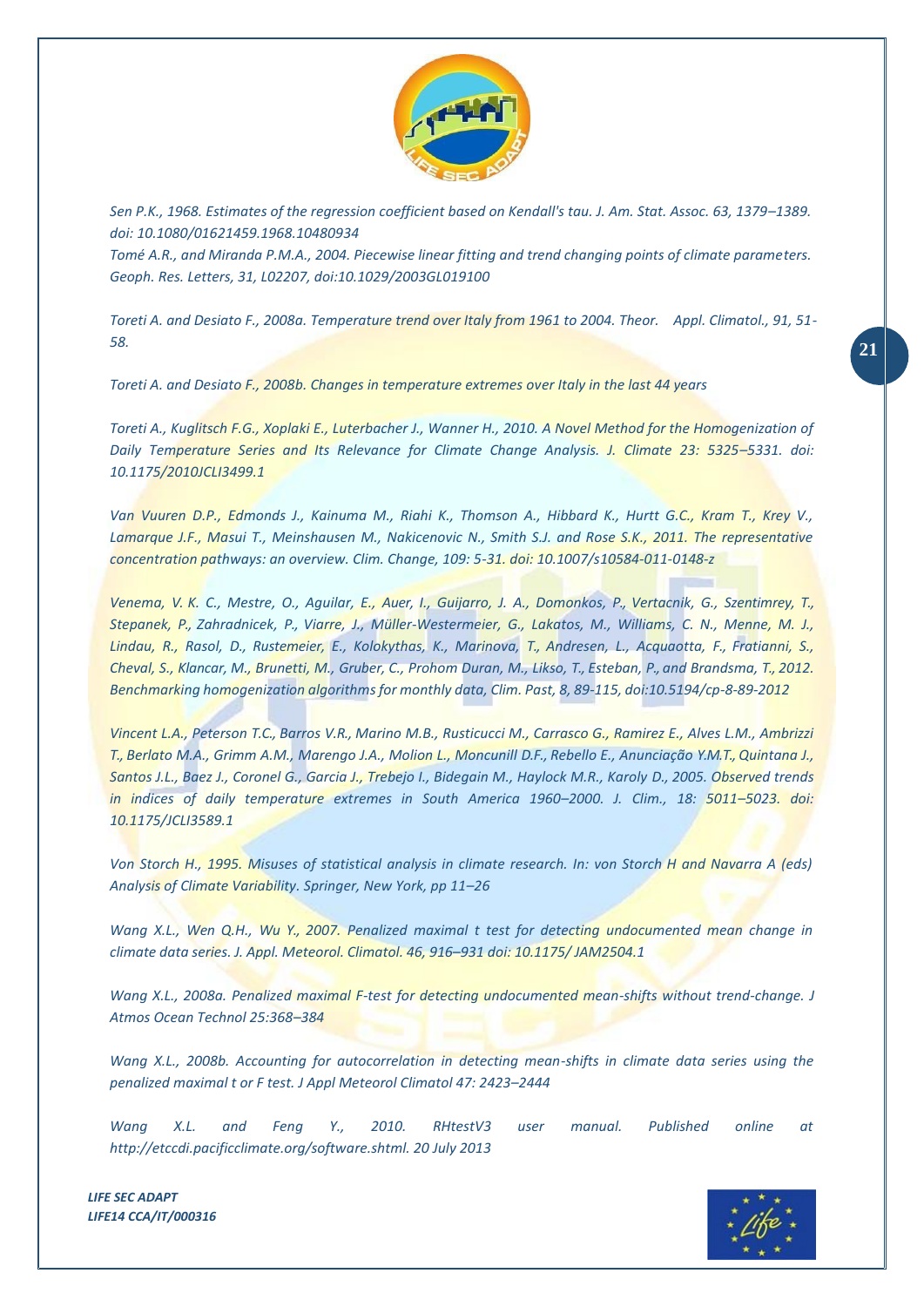*Sen P.K., 1968. Estimates of the regression coefficient based on Kendall's tau. J. Am. Stat. Assoc. 63, 1379–1389. doi: 10.1080/01621459.1968.10480934*

*Tomé A.R., and Miranda P.M.A., 2004. Piecewise linear fitting and trend changing points of climate parameters. Geoph. Res. Letters, 31, L02207, doi:10.1029/2003GL019100*

*Toreti A. and Desiato F., 2008a. Temperature trend over Italy from 1961 to 2004. Theor. Appl. Climatol., 91, 51-58.*

*Toreti A. and Desiato F., 2008b. Changes in temperature extremes over Italy in the last 44 years*

*Toreti A., Kuglitsch F.G., Xoplaki E., Luterbacher J., Wanner H., 2010. A Novel Method for the Homogenization of Daily Temperature Series and Its Relevance for Climate Change Analysis. J. Climate 23: 5325–5331. doi: 10.1175/2010JCLI3499.1*

*Van Vuuren D.P., Edmonds J., Kainuma M., Riahi K., Thomson A., Hibbard K., Hurtt G.C., Kram T., Krey V., Lamarque J.F., Masui T., Meinshausen M., Nakicenovic N., Smith S.J. and Rose S.K., 2011. The representative concentration pathways: an overview. Clim. Change, 109: 5-31. doi: 10.1007/s10584-011-0148-z*

*Venema, V. K. C., Mestre, O., Aguilar, E., Auer, I., Guijarro, J. A., Domonkos, P., Vertacnik, G., Szentimrey, T., Stepanek, P., Zahradnicek, P., Viarre, J., Müller-Westermeier, G., Lakatos, M., Williams, C. N., Menne, M. J., Lindau, R., Rasol, D., Rustemeier, E., Kolokythas, K., Marinova, T., Andresen, L., Acquaotta, F., Fratianni, S., Cheval, S., Klancar, M., Brunetti, M., Gruber, C., Prohom Duran, M., Likso, T., Esteban, P., and Brandsma, T., 2012. Benchmarking homogenization algorithms for monthly data, Clim. Past, 8, 89-115, doi:10.5194/cp-8-89-2012*

*Vincent L.A., Peterson T.C., Barros V.R., Marino M.B., Rusticucci M., Carrasco G., Ramirez E., Alves L.M., Ambrizzi T., Berlato M.A., Grimm A.M., Marengo J.A., Molion L., Moncunill D.F., Rebello E., Anunciação Y.M.T., Quintana J., Santos J.L., Baez J., Coronel G., Garcia J., Trebejo I., Bidegain M., Haylock M.R., Karoly D., 2005. Observed trends in indices of daily temperature extremes in South America 1960–2000. J. Clim., 18: 5011–5023. doi: 10.1175/JCLI3589.1*

*Von Storch H., 1995. Misuses of statistical analysis in climate research. In: von Storch H and Navarra A (eds) Analysis of Climate Variability. Springer, New York, pp 11–26*

*Wang X.L., Wen Q.H., Wu Y., 2007. Penalized maximal t test for detecting undocumented mean change in climate data series. J. Appl. Meteorol. Climatol. 46, 916–931 doi: 10.1175/ JAM2504.1*

*Wang X.L., 2008a. Penalized maximal F-test for detecting undocumented mean-shifts without trend-change. J Atmos Ocean Technol 25:368–384*

*Wang X.L., 2008b. Accounting for autocorrelation in detecting mean-shifts in climate data series using the penalized maximal t or F test. J Appl Meteorol Climatol 47: 2423–2444*

*Wang X.L. and Feng Y., 2010. RHtestV3 user manual. Published online at http://etccdi.pacificclimate.org/software.shtml. 20 July 2013*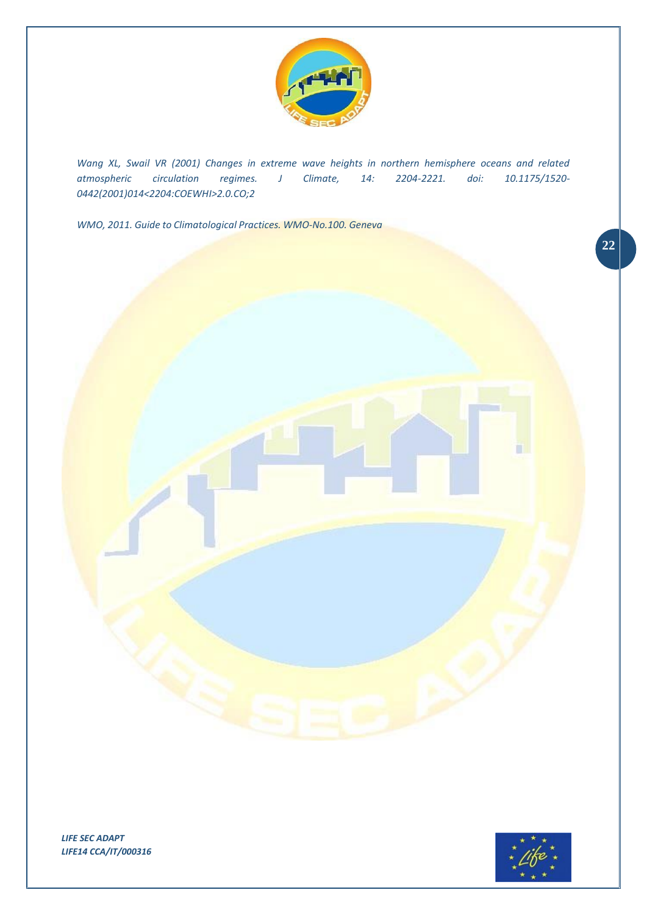*Wang XL, Swail VR (2001) Changes in extreme wave heights in northern hemisphere oceans and related atmospheric circulation regimes. J Climate, 14: 2204-2221. doi: 10.1175/1520-0442(2001)014<2204:COEWHI>2.0.CO;2*

*WMO, 2011. Guide to Climatological Practices. WMO-No.100. Geneva*